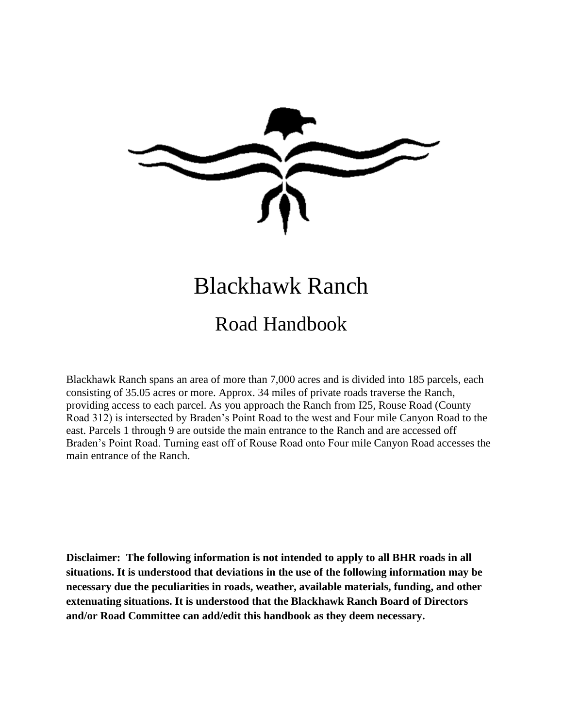# Blackhawk Ranch

## Road Handbook

Blackhawk Ranch spans an area of more than 7,000 acres and is divided into 185 parcels, each consisting of 35.05 acres or more. Approx. 34 miles of private roads traverse the Ranch, providing access to each parcel. As you approach the Ranch from I25, Rouse Road (County Road 312) is intersected by Braden's Point Road to the west and Four mile Canyon Road to the east. Parcels 1 through 9 are outside the main entrance to the Ranch and are accessed off Braden's Point Road. Turning east off of Rouse Road onto Four mile Canyon Road accesses the main entrance of the Ranch.

**Disclaimer: The following information is not intended to apply to all BHR roads in all situations. It is understood that deviations in the use of the following information may be necessary due the peculiarities in roads, weather, available materials, funding, and other extenuating situations. It is understood that the Blackhawk Ranch Board of Directors and/or Road Committee can add/edit this handbook as they deem necessary.**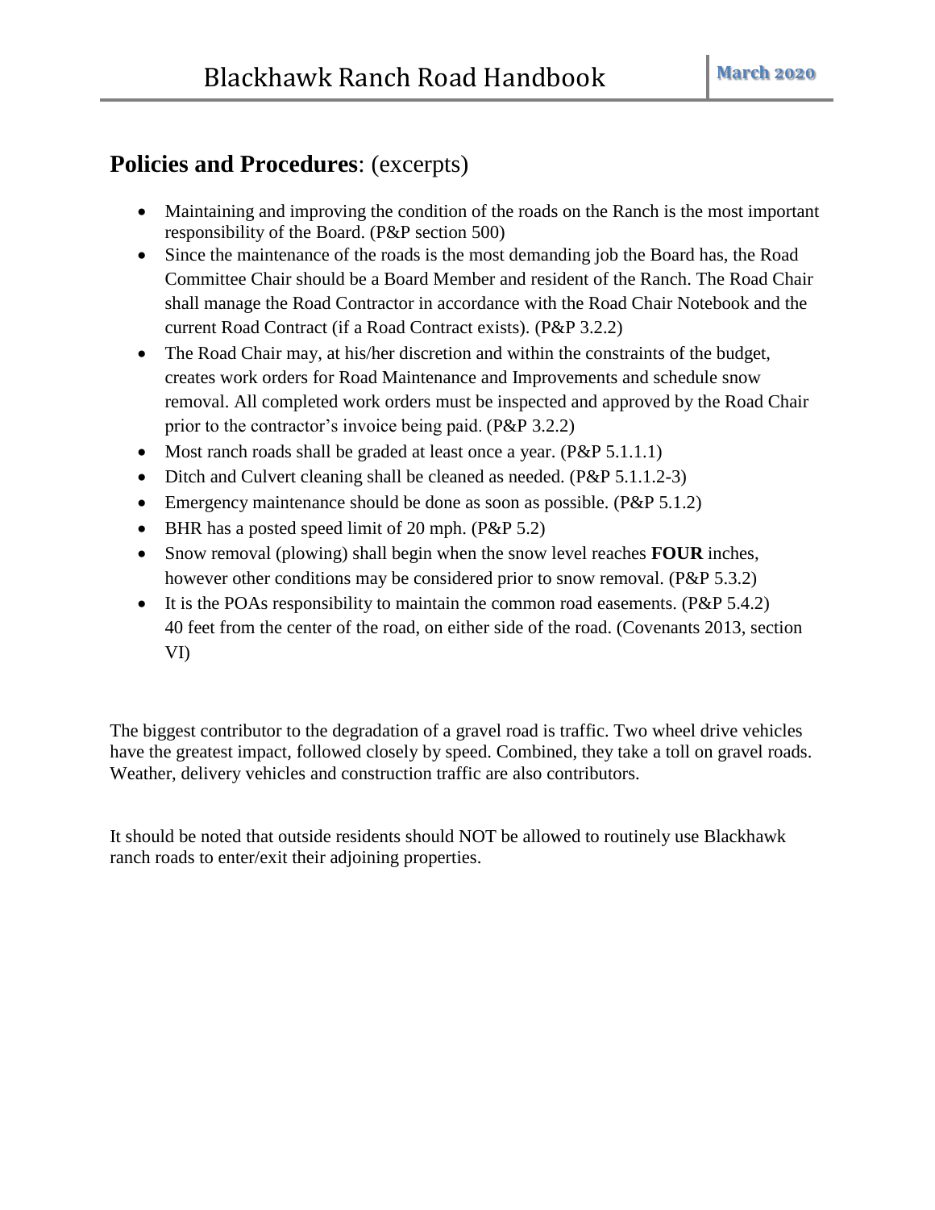## **Policies and Procedures**: (excerpts)

- Maintaining and improving the condition of the roads on the Ranch is the most important responsibility of the Board. (P&P section 500)
- Since the maintenance of the roads is the most demanding job the Board has, the Road Committee Chair should be a Board Member and resident of the Ranch. The Road Chair shall manage the Road Contractor in accordance with the Road Chair Notebook and the current Road Contract (if a Road Contract exists). (P&P 3.2.2)
- The Road Chair may, at his/her discretion and within the constraints of the budget, creates work orders for Road Maintenance and Improvements and schedule snow removal. All completed work orders must be inspected and approved by the Road Chair prior to the contractor's invoice being paid. (P&P 3.2.2)
- Most ranch roads shall be graded at least once a year. (P&P 5.1.1.1)
- Ditch and Culvert cleaning shall be cleaned as needed. (P&P 5.1.1.2-3)
- Emergency maintenance should be done as soon as possible. (P&P 5.1.2)
- BHR has a posted speed limit of 20 mph. (P&P 5.2)
- Snow removal (plowing) shall begin when the snow level reaches **FOUR** inches, however other conditions may be considered prior to snow removal. (P&P 5.3.2)
- It is the POAs responsibility to maintain the common road easements. (P&P 5.4.2) 40 feet from the center of the road, on either side of the road. (Covenants 2013, section VI)

The biggest contributor to the degradation of a gravel road is traffic. Two wheel drive vehicles have the greatest impact, followed closely by speed. Combined, they take a toll on gravel roads. Weather, delivery vehicles and construction traffic are also contributors.

It should be noted that outside residents should NOT be allowed to routinely use Blackhawk ranch roads to enter/exit their adjoining properties.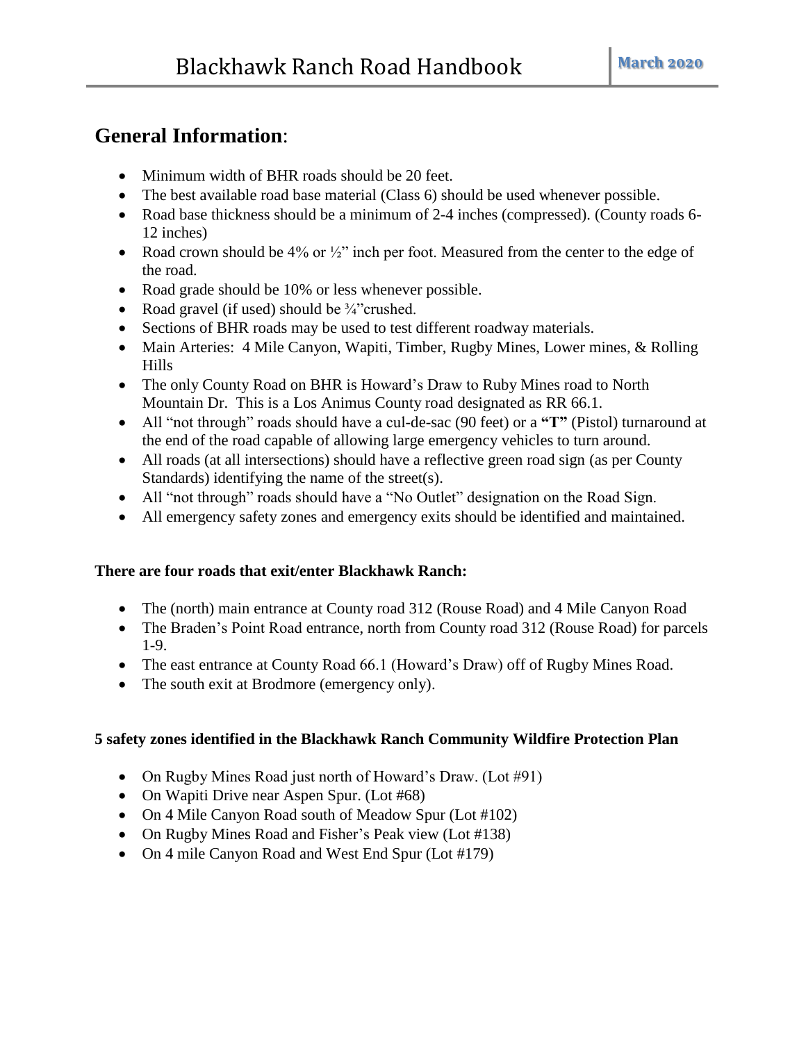## **General Information**:

- Minimum width of BHR roads should be 20 feet.
- The best available road base material (Class 6) should be used whenever possible.
- Road base thickness should be a minimum of 2-4 inches (compressed). (County roads 6-12 inches)
- Road crown should be 4% or ½" inch per foot. Measured from the center to the edge of the road.
- Road grade should be 10% or less whenever possible.
- Road gravel (if used) should be ¾"crushed.
- Sections of BHR roads may be used to test different roadway materials.
- Main Arteries: 4 Mile Canyon, Wapiti, Timber, Rugby Mines, Lower mines, & Rolling Hills
- The only County Road on BHR is Howard's Draw to Ruby Mines road to North Mountain Dr. This is a Los Animus County road designated as RR 66.1.
- All "not through" roads should have a cul-de-sac (90 feet) or a **"T"** (Pistol) turnaround at the end of the road capable of allowing large emergency vehicles to turn around.
- All roads (at all intersections) should have a reflective green road sign (as per County Standards) identifying the name of the street(s).
- All "not through" roads should have a "No Outlet" designation on the Road Sign.
- All emergency safety zones and emergency exits should be identified and maintained.

**There are four roads that exit/enter Blackhawk Ranch:**

- The (north) main entrance at County road 312 (Rouse Road) and 4 Mile Canyon Road
- The Braden's Point Road entrance, north from County road 312 (Rouse Road) for parcels 1-9.
- The east entrance at County Road 66.1 (Howard's Draw) off of Rugby Mines Road.
- The south exit at Brodmore (emergency only).

**5 safety zones identified in the Blackhawk Ranch Community Wildfire Protection Plan**

- On Rugby Mines Road just north of Howard's Draw. (Lot #91)
- On Wapiti Drive near Aspen Spur. (Lot #68)
- On 4 Mile Canyon Road south of Meadow Spur (Lot #102)
- On Rugby Mines Road and Fisher's Peak view (Lot #138)
- On 4 mile Canyon Road and West End Spur (Lot #179)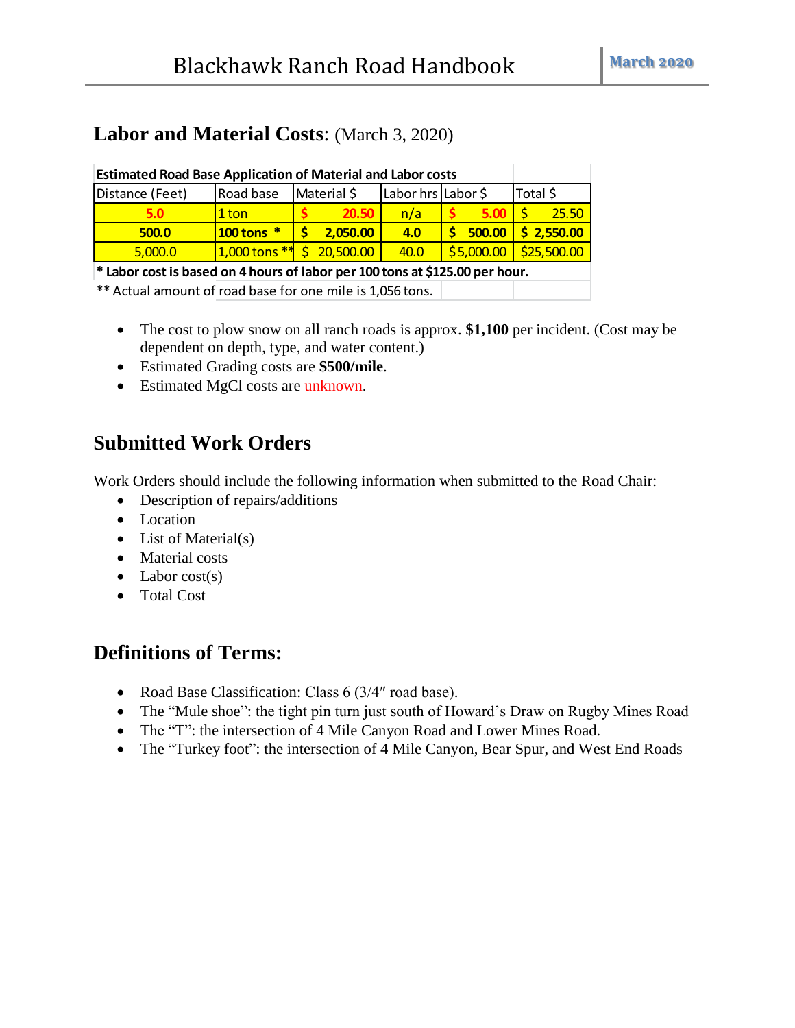## Labor and Material Costs: (March 3, 2020)

| Estimated Road Base Application of Material and Labor costs | | | | | |
|---|---|---|---|---|---|
| Distance (Feet) | Road base | Material $ | Labor hrs | Labor $ | Total $ |
| 5.0 | 1 ton | $ 20.50 | n/a | $ 5.00 | $ 25.50 |
| 500.0 | 100 tons * | $ 2,050.00 | 4.0 | $ 500.00 | $ 2,550.00 |
| 5,000.0 | 1,000 tons ** | $ 20,500.00 | 40.0 | $ 5,000.00 | $25,500.00 |
| * Labor cost is based on 4 hours of labor per 100 tons at $125.00 per hour. | | | | | |
| ** Actual amount of road base for one mile is 1,056 tons. | | | | | |

- The cost to plow snow on all ranch roads is approx. **$1,100** per incident. (Cost may be dependent on depth, type, and water content.)
- Estimated Grading costs are **$500/mile**.
- Estimated MgCl costs are unknown.

## Submitted Work Orders

Work Orders should include the following information when submitted to the Road Chair:

- Description of repairs/additions
- Location
- List of Material(s)
- Material costs
- Labor cost(s)
- Total Cost

## Definitions of Terms:

- Road Base Classification: Class 6 (3/4″ road base).
- The "Mule shoe": the tight pin turn just south of Howard's Draw on Rugby Mines Road
- The "T": the intersection of 4 Mile Canyon Road and Lower Mines Road.
- The "Turkey foot": the intersection of 4 Mile Canyon, Bear Spur, and West End Roads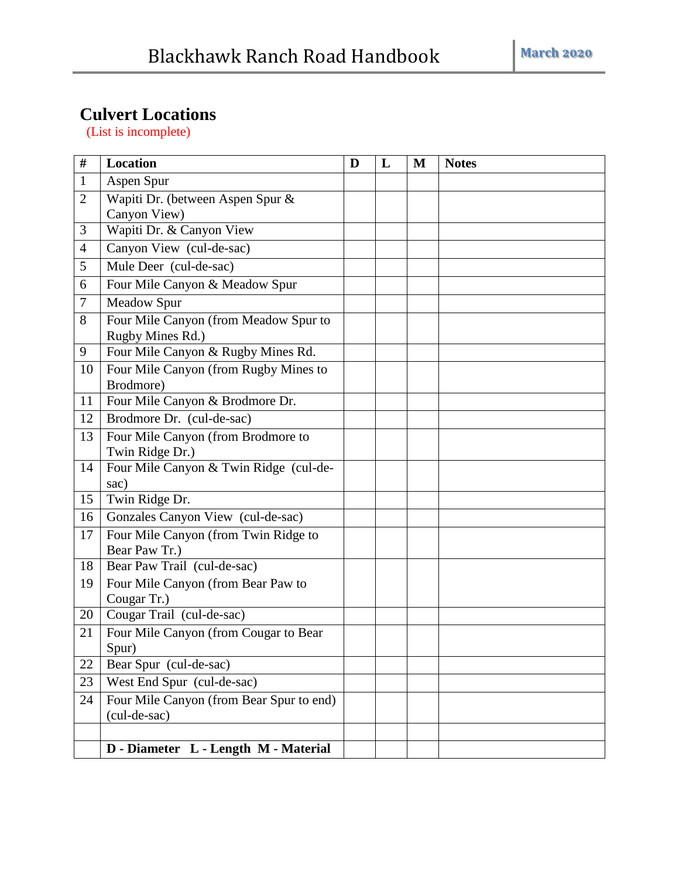## Culvert Locations

(List is incomplete)

| # | Location | D | L | M | Notes |
|---|---|---|---|---|---|
| 1 | Aspen Spur | | | | |
| 2 | Wapiti Dr. (between Aspen Spur & Canyon View) | | | | |
| 3 | Wapiti Dr. & Canyon View | | | | |
| 4 | Canyon View (cul-de-sac) | | | | |
| 5 | Mule Deer (cul-de-sac) | | | | |
| 6 | Four Mile Canyon & Meadow Spur | | | | |
| 7 | Meadow Spur | | | | |
| 8 | Four Mile Canyon (from Meadow Spur to Rugby Mines Rd.) | | | | |
| 9 | Four Mile Canyon & Rugby Mines Rd. | | | | |
| 10 | Four Mile Canyon (from Rugby Mines to Brodmore) | | | | |
| 11 | Four Mile Canyon & Brodmore Dr. | | | | |
| 12 | Brodmore Dr. (cul-de-sac) | | | | |
| 13 | Four Mile Canyon (from Brodmore to Twin Ridge Dr.) | | | | |
| 14 | Four Mile Canyon & Twin Ridge (cul-de-sac) | | | | |
| 15 | Twin Ridge Dr. | | | | |
| 16 | Gonzales Canyon View (cul-de-sac) | | | | |
| 17 | Four Mile Canyon (from Twin Ridge to Bear Paw Tr.) | | | | |
| 18 | Bear Paw Trail (cul-de-sac) | | | | |
| 19 | Four Mile Canyon (from Bear Paw to Cougar Tr.) | | | | |
| 20 | Cougar Trail (cul-de-sac) | | | | |
| 21 | Four Mile Canyon (from Cougar to Bear Spur) | | | | |
| 22 | Bear Spur (cul-de-sac) | | | | |
| 23 | West End Spur (cul-de-sac) | | | | |
| 24 | Four Mile Canyon (from Bear Spur to end) (cul-de-sac) | | | | |
| | | | | | |
| | **D - Diameter L - Length M - Material** | | | | |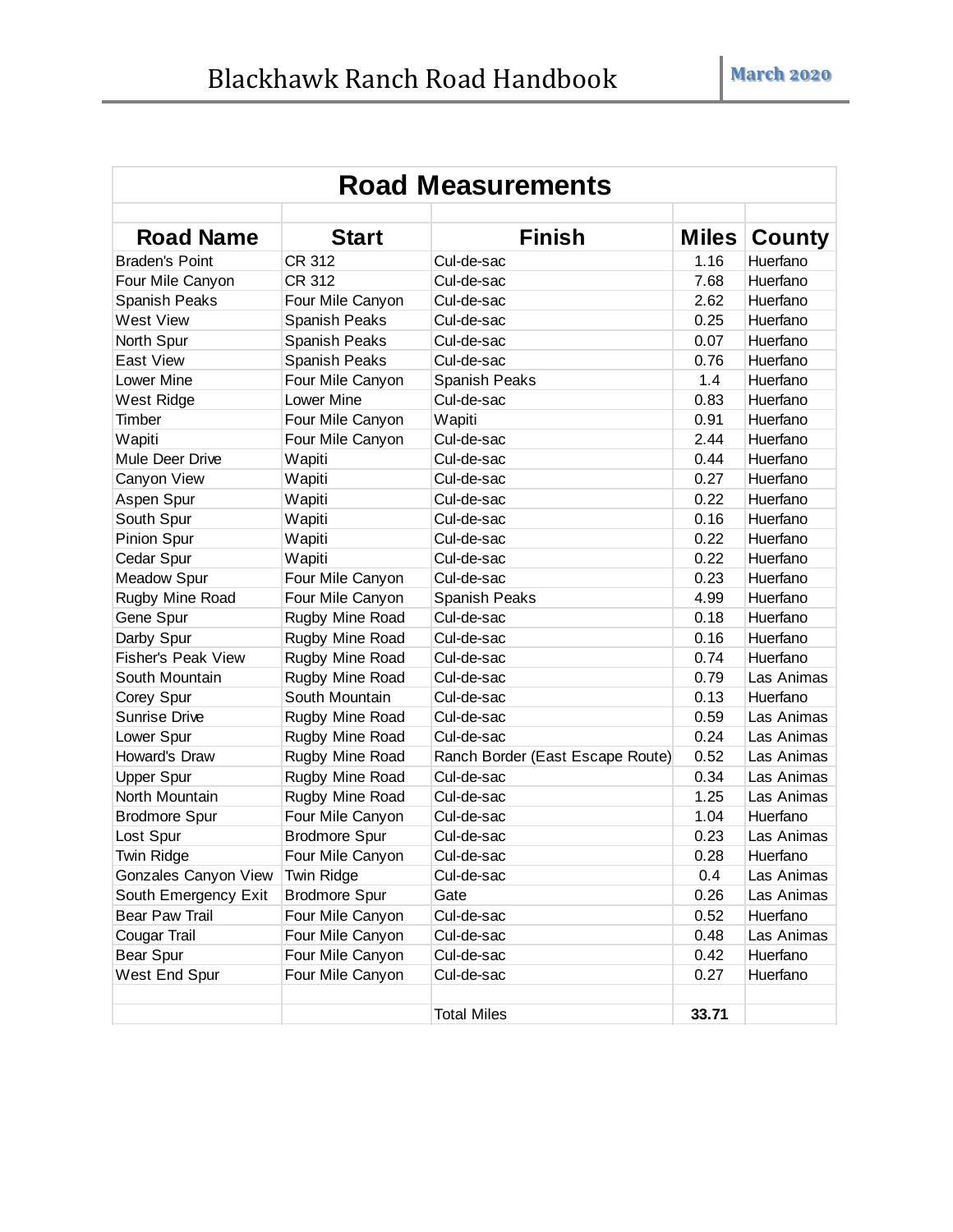## Road Measurements

| Road Name | Start | Finish | Miles | County |
|---|---|---|---|---|
| Braden's Point | CR 312 | Cul-de-sac | 1.16 | Huerfano |
| Four Mile Canyon | CR 312 | Cul-de-sac | 7.68 | Huerfano |
| Spanish Peaks | Four Mile Canyon | Cul-de-sac | 2.62 | Huerfano |
| West View | Spanish Peaks | Cul-de-sac | 0.25 | Huerfano |
| North Spur | Spanish Peaks | Cul-de-sac | 0.07 | Huerfano |
| East View | Spanish Peaks | Cul-de-sac | 0.76 | Huerfano |
| Lower Mine | Four Mile Canyon | Spanish Peaks | 1.4 | Huerfano |
| West Ridge | Lower Mine | Cul-de-sac | 0.83 | Huerfano |
| Timber | Four Mile Canyon | Wapiti | 0.91 | Huerfano |
| Wapiti | Four Mile Canyon | Cul-de-sac | 2.44 | Huerfano |
| Mule Deer Drive | Wapiti | Cul-de-sac | 0.44 | Huerfano |
| Canyon View | Wapiti | Cul-de-sac | 0.27 | Huerfano |
| Aspen Spur | Wapiti | Cul-de-sac | 0.22 | Huerfano |
| South Spur | Wapiti | Cul-de-sac | 0.16 | Huerfano |
| Pinion Spur | Wapiti | Cul-de-sac | 0.22 | Huerfano |
| Cedar Spur | Wapiti | Cul-de-sac | 0.22 | Huerfano |
| Meadow Spur | Four Mile Canyon | Cul-de-sac | 0.23 | Huerfano |
| Rugby Mine Road | Four Mile Canyon | Spanish Peaks | 4.99 | Huerfano |
| Gene Spur | Rugby Mine Road | Cul-de-sac | 0.18 | Huerfano |
| Darby Spur | Rugby Mine Road | Cul-de-sac | 0.16 | Huerfano |
| Fisher's Peak View | Rugby Mine Road | Cul-de-sac | 0.74 | Huerfano |
| South Mountain | Rugby Mine Road | Cul-de-sac | 0.79 | Las Animas |
| Corey Spur | South Mountain | Cul-de-sac | 0.13 | Huerfano |
| Sunrise Drive | Rugby Mine Road | Cul-de-sac | 0.59 | Las Animas |
| Lower Spur | Rugby Mine Road | Cul-de-sac | 0.24 | Las Animas |
| Howard's Draw | Rugby Mine Road | Ranch Border (East Escape Route) | 0.52 | Las Animas |
| Upper Spur | Rugby Mine Road | Cul-de-sac | 0.34 | Las Animas |
| North Mountain | Rugby Mine Road | Cul-de-sac | 1.25 | Las Animas |
| Brodmore Spur | Four Mile Canyon | Cul-de-sac | 1.04 | Huerfano |
| Lost Spur | Brodmore Spur | Cul-de-sac | 0.23 | Las Animas |
| Twin Ridge | Four Mile Canyon | Cul-de-sac | 0.28 | Huerfano |
| Gonzales Canyon View | Twin Ridge | Cul-de-sac | 0.4 | Las Animas |
| South Emergency Exit | Brodmore Spur | Gate | 0.26 | Las Animas |
| Bear Paw Trail | Four Mile Canyon | Cul-de-sac | 0.52 | Huerfano |
| Cougar Trail | Four Mile Canyon | Cul-de-sac | 0.48 | Las Animas |
| Bear Spur | Four Mile Canyon | Cul-de-sac | 0.42 | Huerfano |
| West End Spur | Four Mile Canyon | Cul-de-sac | 0.27 | Huerfano |
| | | | | |
| | | Total Miles | **33.71** | |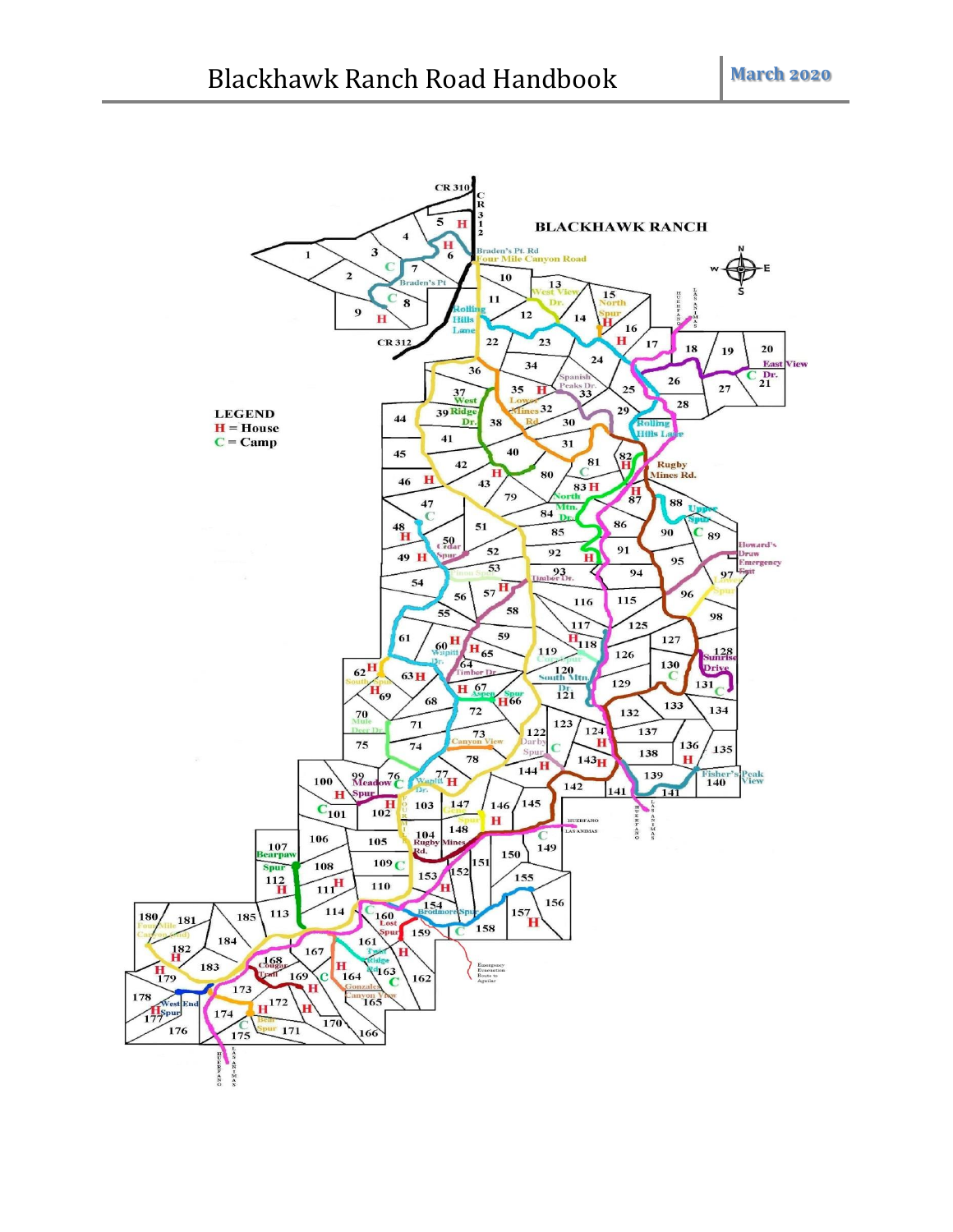BLACKHAWK RANCH

LEGEND

H = House

C = Camp

CR 310

CR 312

Braden's Pt. Rd

Four Mile Canyon Road

Braden's Pt

West View Dr.

North Spur

Rolling Hills Lane

HUERFANO

LAS ANIMAS

East View Dr.

Spanish Peaks Dr.

Lower Mines Rd

West Ridge Dr.

Rugby Mines Rd.

North Mtn. Dr.

Upper Spur

Howard's Draw Emergency Exit

Lower Spur

Cedar Spur

Timber Dr.

Wapiti Dr.

Timber Dr

South Spur

Aspen Spur

Cougar Spur

South Mtn. Dr.

Sunrise Drive

Mule Deer Dr.

Canyon View

Darby Spur

Fisher's Peak View

Meadow Spur

Wapiti Dr.

Four Mile

Lynx Spur

Rugby Mines Rd.

Bearpaw Spur

Brodmore Spur

Lost Spur

Emergency Evacuation Route to Aguilar

Four Mile Canyon (end)

Cougar Trail

Trout Ridge Rd

Gonzales Canyon View

West End Spur

Bear Spur